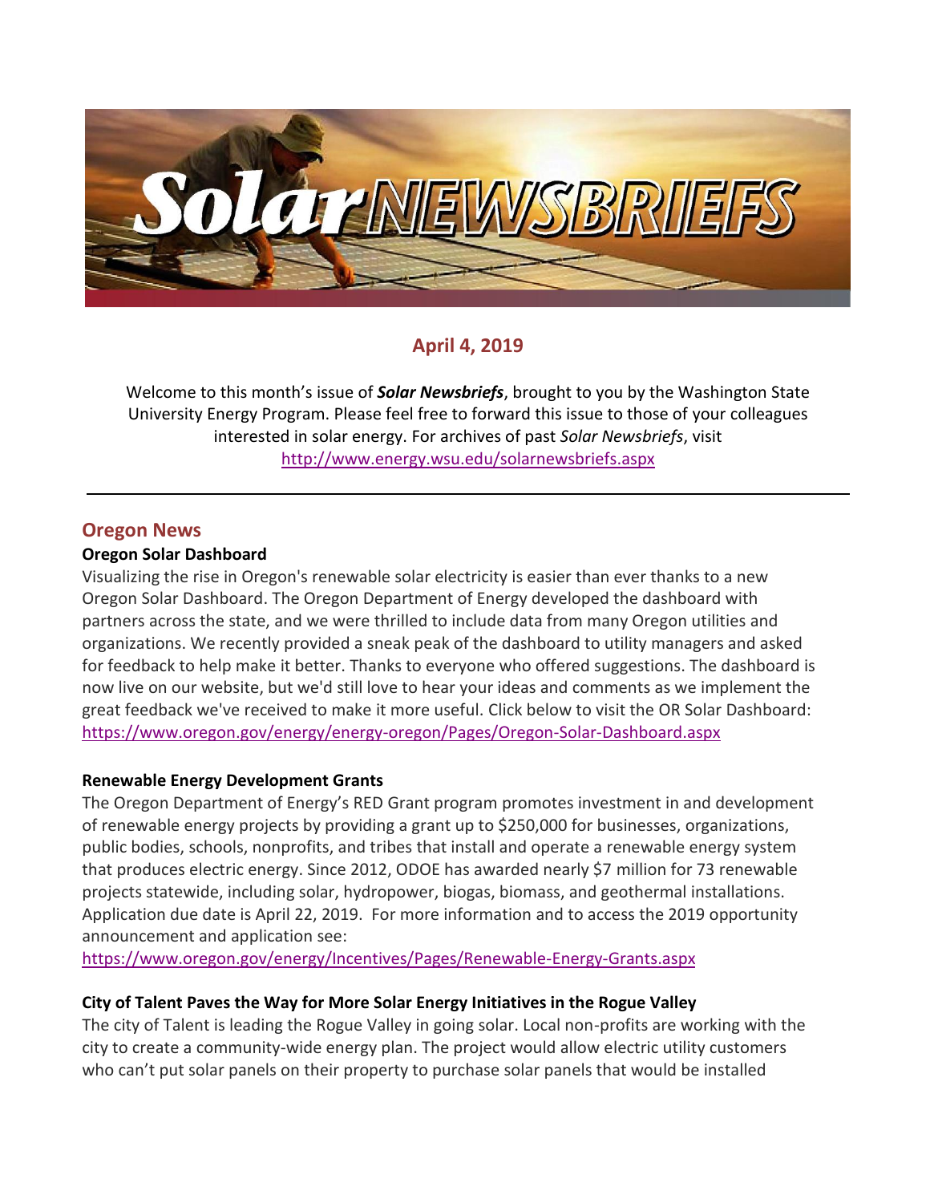# Solar NEWSBRIEFS

## April 4, 2019

Welcome to this month's issue of ***Solar Newsbriefs***, brought to you by the Washington State University Energy Program. Please feel free to forward this issue to those of your colleagues interested in solar energy. For archives of past *Solar Newsbriefs*, visit http://www.energy.wsu.edu/solarnewsbriefs.aspx

---

## Oregon News

**Oregon Solar Dashboard**

Visualizing the rise in Oregon's renewable solar electricity is easier than ever thanks to a new Oregon Solar Dashboard. The Oregon Department of Energy developed the dashboard with partners across the state, and we were thrilled to include data from many Oregon utilities and organizations. We recently provided a sneak peak of the dashboard to utility managers and asked for feedback to help make it better. Thanks to everyone who offered suggestions. The dashboard is now live on our website, but we'd still love to hear your ideas and comments as we implement the great feedback we've received to make it more useful. Click below to visit the OR Solar Dashboard: https://www.oregon.gov/energy/energy-oregon/Pages/Oregon-Solar-Dashboard.aspx

**Renewable Energy Development Grants**

The Oregon Department of Energy's RED Grant program promotes investment in and development of renewable energy projects by providing a grant up to $250,000 for businesses, organizations, public bodies, schools, nonprofits, and tribes that install and operate a renewable energy system that produces electric energy. Since 2012, ODOE has awarded nearly $7 million for 73 renewable projects statewide, including solar, hydropower, biogas, biomass, and geothermal installations. Application due date is April 22, 2019. For more information and to access the 2019 opportunity announcement and application see:
https://www.oregon.gov/energy/Incentives/Pages/Renewable-Energy-Grants.aspx

**City of Talent Paves the Way for More Solar Energy Initiatives in the Rogue Valley**

The city of Talent is leading the Rogue Valley in going solar. Local non-profits are working with the city to create a community-wide energy plan. The project would allow electric utility customers who can't put solar panels on their property to purchase solar panels that would be installed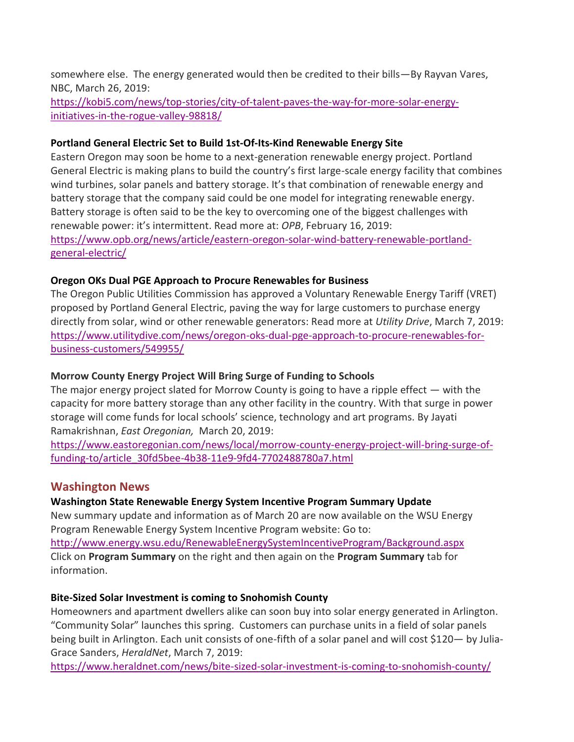somewhere else. The energy generated would then be credited to their bills—By Rayvan Vares, NBC, March 26, 2019:
[https://kobi5.com/news/top-stories/city-of-talent-paves-the-way-for-more-solar-energy-initiatives-in-the-rogue-valley-98818/](https://kobi5.com/news/top-stories/city-of-talent-paves-the-way-for-more-solar-energy-initiatives-in-the-rogue-valley-98818/)

**Portland General Electric Set to Build 1st-Of-Its-Kind Renewable Energy Site**

Eastern Oregon may soon be home to a next-generation renewable energy project. Portland General Electric is making plans to build the country's first large-scale energy facility that combines wind turbines, solar panels and battery storage. It's that combination of renewable energy and battery storage that the company said could be one model for integrating renewable energy. Battery storage is often said to be the key to overcoming one of the biggest challenges with renewable power: it's intermittent. Read more at: *OPB*, February 16, 2019:
[https://www.opb.org/news/article/eastern-oregon-solar-wind-battery-renewable-portland-general-electric/](https://www.opb.org/news/article/eastern-oregon-solar-wind-battery-renewable-portland-general-electric/)

**Oregon OKs Dual PGE Approach to Procure Renewables for Business**

The Oregon Public Utilities Commission has approved a Voluntary Renewable Energy Tariff (VRET) proposed by Portland General Electric, paving the way for large customers to purchase energy directly from solar, wind or other renewable generators: Read more at *Utility Drive*, March 7, 2019:
[https://www.utilitydive.com/news/oregon-oks-dual-pge-approach-to-procure-renewables-for-business-customers/549955/](https://www.utilitydive.com/news/oregon-oks-dual-pge-approach-to-procure-renewables-for-business-customers/549955/)

**Morrow County Energy Project Will Bring Surge of Funding to Schools**

The major energy project slated for Morrow County is going to have a ripple effect — with the capacity for more battery storage than any other facility in the country. With that surge in power storage will come funds for local schools' science, technology and art programs. By Jayati Ramakrishnan, *East Oregonian,* March 20, 2019:
[https://www.eastoregonian.com/news/local/morrow-county-energy-project-will-bring-surge-of-funding-to/article_30fd5bee-4b38-11e9-9fd4-7702488780a7.html](https://www.eastoregonian.com/news/local/morrow-county-energy-project-will-bring-surge-of-funding-to/article_30fd5bee-4b38-11e9-9fd4-7702488780a7.html)

## Washington News

**Washington State Renewable Energy System Incentive Program Summary Update**

New summary update and information as of March 20 are now available on the WSU Energy Program Renewable Energy System Incentive Program website: Go to:
[http://www.energy.wsu.edu/RenewableEnergySystemIncentiveProgram/Background.aspx](http://www.energy.wsu.edu/RenewableEnergySystemIncentiveProgram/Background.aspx)
Click on **Program Summary** on the right and then again on the **Program Summary** tab for information.

**Bite-Sized Solar Investment is coming to Snohomish County**

Homeowners and apartment dwellers alike can soon buy into solar energy generated in Arlington. "Community Solar" launches this spring. Customers can purchase units in a field of solar panels being built in Arlington. Each unit consists of one-fifth of a solar panel and will cost $120— by Julia-Grace Sanders, *HeraldNet*, March 7, 2019:
[https://www.heraldnet.com/news/bite-sized-solar-investment-is-coming-to-snohomish-county/](https://www.heraldnet.com/news/bite-sized-solar-investment-is-coming-to-snohomish-county/)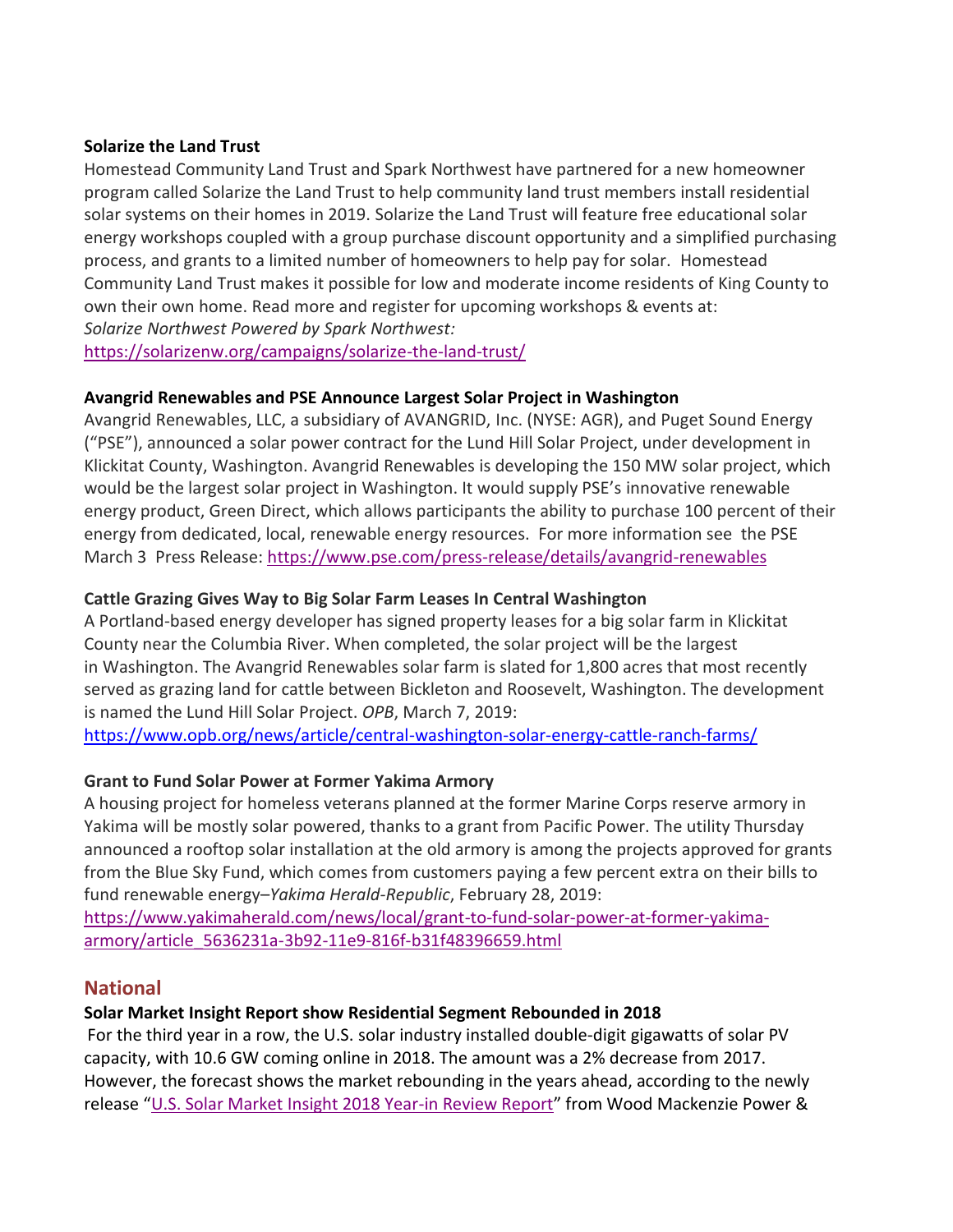**Solarize the Land Trust**

Homestead Community Land Trust and Spark Northwest have partnered for a new homeowner program called Solarize the Land Trust to help community land trust members install residential solar systems on their homes in 2019. Solarize the Land Trust will feature free educational solar energy workshops coupled with a group purchase discount opportunity and a simplified purchasing process, and grants to a limited number of homeowners to help pay for solar. Homestead Community Land Trust makes it possible for low and moderate income residents of King County to own their own home. Read more and register for upcoming workshops & events at: *Solarize Northwest Powered by Spark Northwest:* https://solarizenw.org/campaigns/solarize-the-land-trust/

**Avangrid Renewables and PSE Announce Largest Solar Project in Washington**

Avangrid Renewables, LLC, a subsidiary of AVANGRID, Inc. (NYSE: AGR), and Puget Sound Energy ("PSE"), announced a solar power contract for the Lund Hill Solar Project, under development in Klickitat County, Washington. Avangrid Renewables is developing the 150 MW solar project, which would be the largest solar project in Washington. It would supply PSE's innovative renewable energy product, Green Direct, which allows participants the ability to purchase 100 percent of their energy from dedicated, local, renewable energy resources. For more information see the PSE March 3 Press Release: https://www.pse.com/press-release/details/avangrid-renewables

**Cattle Grazing Gives Way to Big Solar Farm Leases In Central Washington**

A Portland-based energy developer has signed property leases for a big solar farm in Klickitat County near the Columbia River. When completed, the solar project will be the largest in Washington. The Avangrid Renewables solar farm is slated for 1,800 acres that most recently served as grazing land for cattle between Bickleton and Roosevelt, Washington. The development is named the Lund Hill Solar Project. *OPB*, March 7, 2019: https://www.opb.org/news/article/central-washington-solar-energy-cattle-ranch-farms/

**Grant to Fund Solar Power at Former Yakima Armory**

A housing project for homeless veterans planned at the former Marine Corps reserve armory in Yakima will be mostly solar powered, thanks to a grant from Pacific Power. The utility Thursday announced a rooftop solar installation at the old armory is among the projects approved for grants from the Blue Sky Fund, which comes from customers paying a few percent extra on their bills to fund renewable energy–*Yakima Herald-Republic*, February 28, 2019: https://www.yakimaherald.com/news/local/grant-to-fund-solar-power-at-former-yakima-armory/article_5636231a-3b92-11e9-816f-b31f48396659.html

## National

**Solar Market Insight Report show Residential Segment Rebounded in 2018**

For the third year in a row, the U.S. solar industry installed double-digit gigawatts of solar PV capacity, with 10.6 GW coming online in 2018. The amount was a 2% decrease from 2017. However, the forecast shows the market rebounding in the years ahead, according to the newly release "U.S. Solar Market Insight 2018 Year-in Review Report" from Wood Mackenzie Power &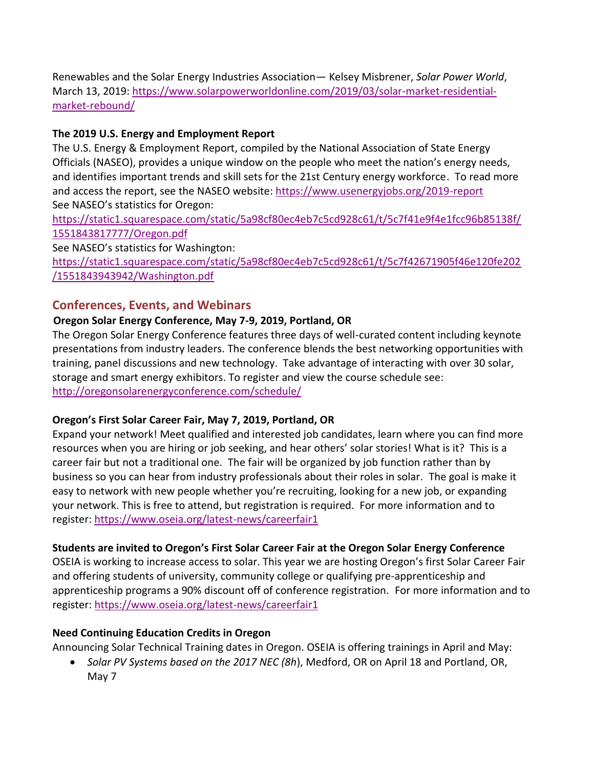Renewables and the Solar Energy Industries Association— Kelsey Misbrener, *Solar Power World*, March 13, 2019: [https://www.solarpowerworldonline.com/2019/03/solar-market-residential-market-rebound/](https://www.solarpowerworldonline.com/2019/03/solar-market-residential-market-rebound/)

**The 2019 U.S. Energy and Employment Report**

The U.S. Energy & Employment Report, compiled by the National Association of State Energy Officials (NASEO), provides a unique window on the people who meet the nation's energy needs, and identifies important trends and skill sets for the 21st Century energy workforce. To read more and access the report, see the NASEO website: [https://www.usenergyjobs.org/2019-report](https://www.usenergyjobs.org/2019-report)

See NASEO's statistics for Oregon:
[https://static1.squarespace.com/static/5a98cf80ec4eb7c5cd928c61/t/5c7f41e9f4e1fcc96b85138f/1551843817777/Oregon.pdf](https://static1.squarespace.com/static/5a98cf80ec4eb7c5cd928c61/t/5c7f41e9f4e1fcc96b85138f/1551843817777/Oregon.pdf)

See NASEO's statistics for Washington:
[https://static1.squarespace.com/static/5a98cf80ec4eb7c5cd928c61/t/5c7f42671905f46e120fe202/1551843943942/Washington.pdf](https://static1.squarespace.com/static/5a98cf80ec4eb7c5cd928c61/t/5c7f42671905f46e120fe202/1551843943942/Washington.pdf)

## Conferences, Events, and Webinars

**Oregon Solar Energy Conference, May 7-9, 2019, Portland, OR**

The Oregon Solar Energy Conference features three days of well-curated content including keynote presentations from industry leaders. The conference blends the best networking opportunities with training, panel discussions and new technology. Take advantage of interacting with over 30 solar, storage and smart energy exhibitors. To register and view the course schedule see: [http://oregonsolarenergyconference.com/schedule/](http://oregonsolarenergyconference.com/schedule/)

**Oregon's First Solar Career Fair, May 7, 2019, Portland, OR**

Expand your network! Meet qualified and interested job candidates, learn where you can find more resources when you are hiring or job seeking, and hear others' solar stories! What is it? This is a career fair but not a traditional one. The fair will be organized by job function rather than by business so you can hear from industry professionals about their roles in solar. The goal is make it easy to network with new people whether you're recruiting, looking for a new job, or expanding your network. This is free to attend, but registration is required. For more information and to register: [https://www.oseia.org/latest-news/careerfair1](https://www.oseia.org/latest-news/careerfair1)

**Students are invited to Oregon's First Solar Career Fair at the Oregon Solar Energy Conference**

OSEIA is working to increase access to solar. This year we are hosting Oregon's first Solar Career Fair and offering students of university, community college or qualifying pre-apprenticeship and apprenticeship programs a 90% discount off of conference registration. For more information and to register: [https://www.oseia.org/latest-news/careerfair1](https://www.oseia.org/latest-news/careerfair1)

**Need Continuing Education Credits in Oregon**

Announcing Solar Technical Training dates in Oregon. OSEIA is offering trainings in April and May:

- *Solar PV Systems based on the 2017 NEC (8h*), Medford, OR on April 18 and Portland, OR, May 7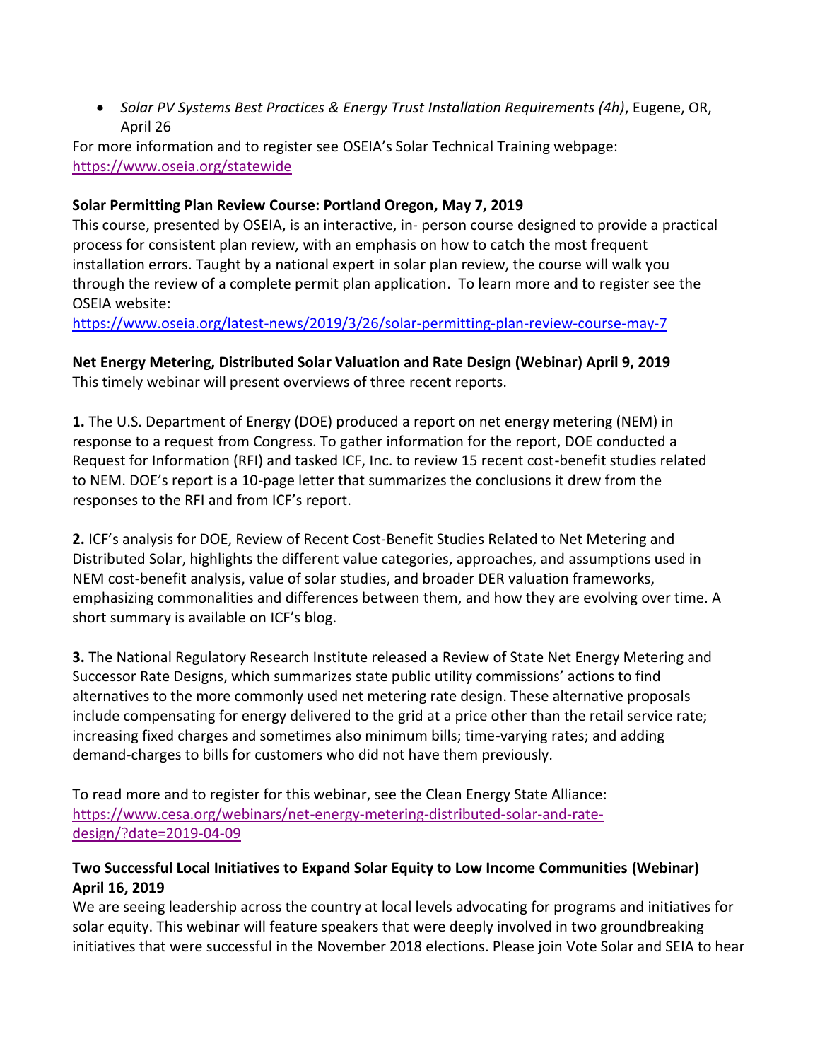- *Solar PV Systems Best Practices & Energy Trust Installation Requirements (4h)*, Eugene, OR, April 26

For more information and to register see OSEIA's Solar Technical Training webpage: https://www.oseia.org/statewide

**Solar Permitting Plan Review Course: Portland Oregon, May 7, 2019**

This course, presented by OSEIA, is an interactive, in- person course designed to provide a practical process for consistent plan review, with an emphasis on how to catch the most frequent installation errors. Taught by a national expert in solar plan review, the course will walk you through the review of a complete permit plan application. To learn more and to register see the OSEIA website:
https://www.oseia.org/latest-news/2019/3/26/solar-permitting-plan-review-course-may-7

**Net Energy Metering, Distributed Solar Valuation and Rate Design (Webinar) April 9, 2019**

This timely webinar will present overviews of three recent reports.

**1.** The U.S. Department of Energy (DOE) produced a report on net energy metering (NEM) in response to a request from Congress. To gather information for the report, DOE conducted a Request for Information (RFI) and tasked ICF, Inc. to review 15 recent cost-benefit studies related to NEM. DOE's report is a 10-page letter that summarizes the conclusions it drew from the responses to the RFI and from ICF's report.

**2.** ICF's analysis for DOE, Review of Recent Cost-Benefit Studies Related to Net Metering and Distributed Solar, highlights the different value categories, approaches, and assumptions used in NEM cost-benefit analysis, value of solar studies, and broader DER valuation frameworks, emphasizing commonalities and differences between them, and how they are evolving over time. A short summary is available on ICF's blog.

**3.** The National Regulatory Research Institute released a Review of State Net Energy Metering and Successor Rate Designs, which summarizes state public utility commissions' actions to find alternatives to the more commonly used net metering rate design. These alternative proposals include compensating for energy delivered to the grid at a price other than the retail service rate; increasing fixed charges and sometimes also minimum bills; time-varying rates; and adding demand-charges to bills for customers who did not have them previously.

To read more and to register for this webinar, see the Clean Energy State Alliance: https://www.cesa.org/webinars/net-energy-metering-distributed-solar-and-rate-design/?date=2019-04-09

**Two Successful Local Initiatives to Expand Solar Equity to Low Income Communities (Webinar) April 16, 2019**

We are seeing leadership across the country at local levels advocating for programs and initiatives for solar equity. This webinar will feature speakers that were deeply involved in two groundbreaking initiatives that were successful in the November 2018 elections. Please join Vote Solar and SEIA to hear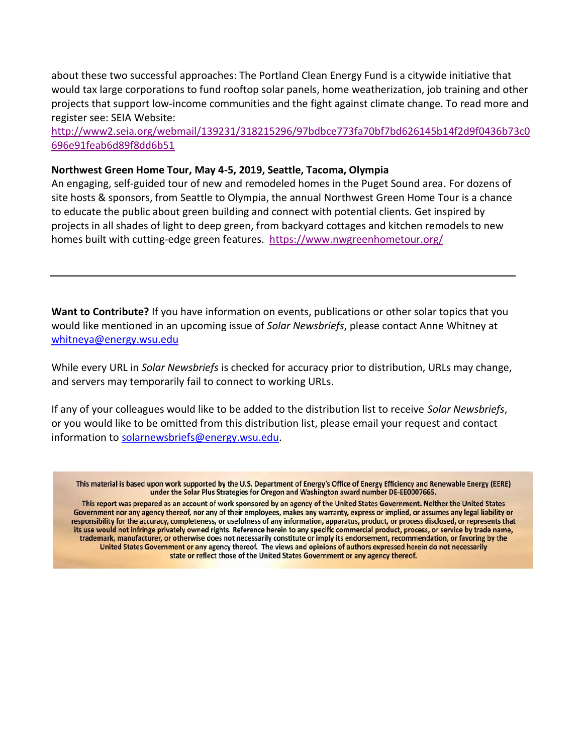about these two successful approaches: The Portland Clean Energy Fund is a citywide initiative that would tax large corporations to fund rooftop solar panels, home weatherization, job training and other projects that support low-income communities and the fight against climate change. To read more and register see: SEIA Website: http://www2.seia.org/webmail/139231/318215296/97bdbce773fa70bf7bd626145b14f2d9f0436b73c0696e91feab6d89f8dd6b51

**Northwest Green Home Tour, May 4-5, 2019, Seattle, Tacoma, Olympia**
An engaging, self-guided tour of new and remodeled homes in the Puget Sound area. For dozens of site hosts & sponsors, from Seattle to Olympia, the annual Northwest Green Home Tour is a chance to educate the public about green building and connect with potential clients. Get inspired by projects in all shades of light to deep green, from backyard cottages and kitchen remodels to new homes built with cutting-edge green features. https://www.nwgreenhometour.org/

---

**Want to Contribute?** If you have information on events, publications or other solar topics that you would like mentioned in an upcoming issue of *Solar Newsbriefs*, please contact Anne Whitney at whitneya@energy.wsu.edu

While every URL in *Solar Newsbriefs* is checked for accuracy prior to distribution, URLs may change, and servers may temporarily fail to connect to working URLs.

If any of your colleagues would like to be added to the distribution list to receive *Solar Newsbriefs*, or you would like to be omitted from this distribution list, please email your request and contact information to solarnewsbriefs@energy.wsu.edu.

**This material is based upon work supported by the U.S. Department of Energy's Office of Energy Efficiency and Renewable Energy (EERE) under the Solar Plus Strategies for Oregon and Washington award number DE-EE0007665.**

**This report was prepared as an account of work sponsored by an agency of the United States Government. Neither the United States Government nor any agency thereof, nor any of their employees, makes any warranty, express or implied, or assumes any legal liability or responsibility for the accuracy, completeness, or usefulness of any information, apparatus, product, or process disclosed, or represents that its use would not infringe privately owned rights. Reference herein to any specific commercial product, process, or service by trade name, trademark, manufacturer, or otherwise does not necessarily constitute or imply its endorsement, recommendation, or favoring by the United States Government or any agency thereof. The views and opinions of authors expressed herein do not necessarily state or reflect those of the United States Government or any agency thereof.**